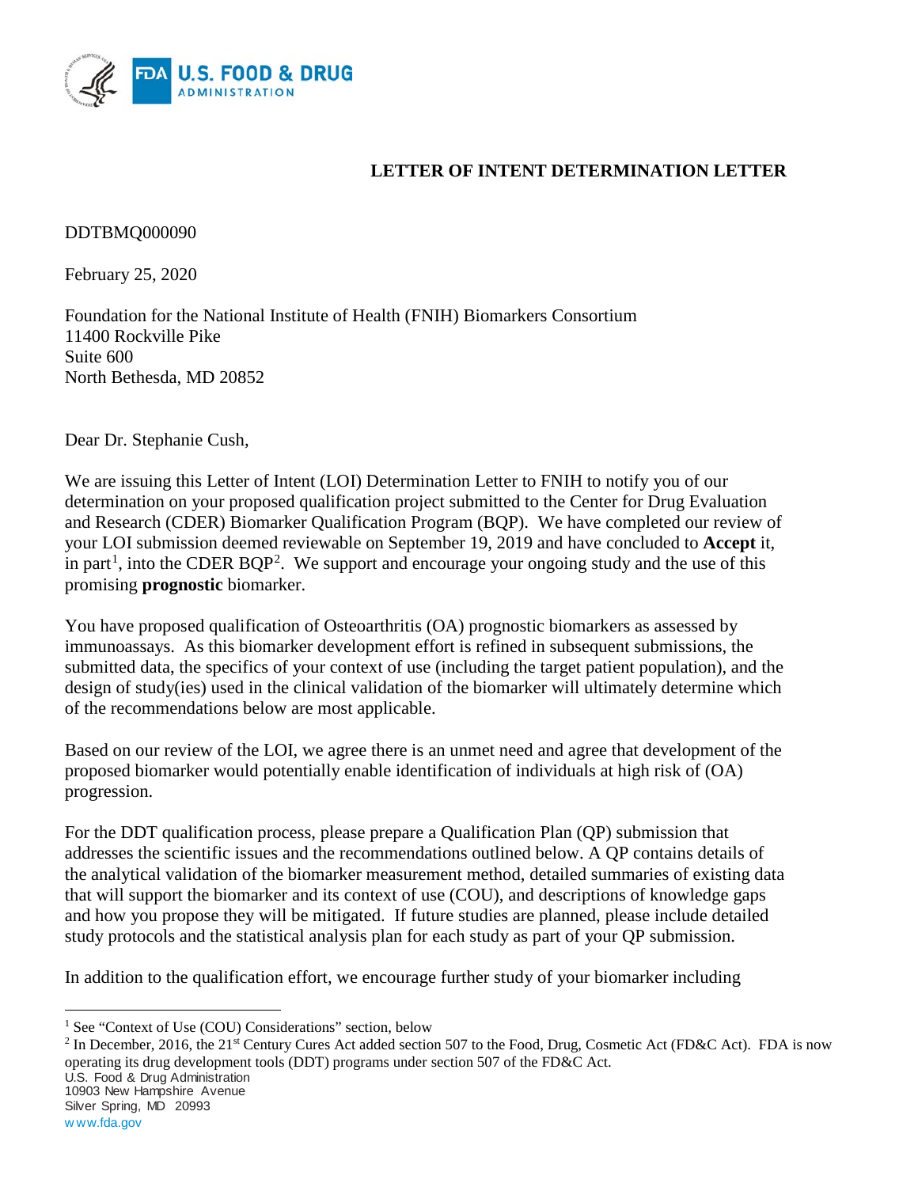## LETTER OF INTENT DETERMINATION LETTER

DDTBMQ000090

February 25, 2020

Foundation for the National Institute of Health (FNIH) Biomarkers Consortium
11400 Rockville Pike
Suite 600
North Bethesda, MD 20852

Dear Dr. Stephanie Cush,

We are issuing this Letter of Intent (LOI) Determination Letter to FNIH to notify you of our determination on your proposed qualification project submitted to the Center for Drug Evaluation and Research (CDER) Biomarker Qualification Program (BQP). We have completed our review of your LOI submission deemed reviewable on September 19, 2019 and have concluded to **Accept** it, in part[1], into the CDER BQP[2]. We support and encourage your ongoing study and the use of this promising **prognostic** biomarker.

You have proposed qualification of Osteoarthritis (OA) prognostic biomarkers as assessed by immunoassays. As this biomarker development effort is refined in subsequent submissions, the submitted data, the specifics of your context of use (including the target patient population), and the design of study(ies) used in the clinical validation of the biomarker will ultimately determine which of the recommendations below are most applicable.

Based on our review of the LOI, we agree there is an unmet need and agree that development of the proposed biomarker would potentially enable identification of individuals at high risk of (OA) progression.

For the DDT qualification process, please prepare a Qualification Plan (QP) submission that addresses the scientific issues and the recommendations outlined below. A QP contains details of the analytical validation of the biomarker measurement method, detailed summaries of existing data that will support the biomarker and its context of use (COU), and descriptions of knowledge gaps and how you propose they will be mitigated. If future studies are planned, please include detailed study protocols and the statistical analysis plan for each study as part of your QP submission.

In addition to the qualification effort, we encourage further study of your biomarker including

[1] See "Context of Use (COU) Considerations" section, below

[2] In December, 2016, the 21st Century Cures Act added section 507 to the Food, Drug, Cosmetic Act (FD&C Act). FDA is now operating its drug development tools (DDT) programs under section 507 of the FD&C Act.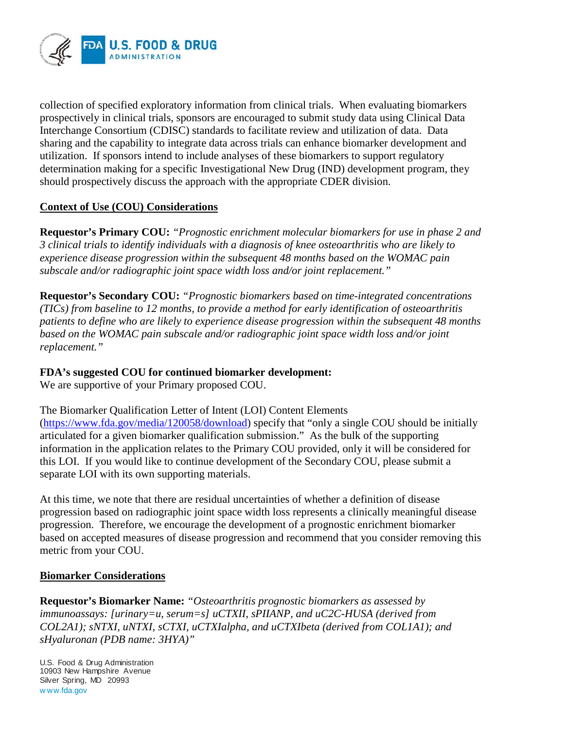collection of specified exploratory information from clinical trials. When evaluating biomarkers prospectively in clinical trials, sponsors are encouraged to submit study data using Clinical Data Interchange Consortium (CDISC) standards to facilitate review and utilization of data. Data sharing and the capability to integrate data across trials can enhance biomarker development and utilization. If sponsors intend to include analyses of these biomarkers to support regulatory determination making for a specific Investigational New Drug (IND) development program, they should prospectively discuss the approach with the appropriate CDER division.

## Context of Use (COU) Considerations

**Requestor's Primary COU:** *"Prognostic enrichment molecular biomarkers for use in phase 2 and 3 clinical trials to identify individuals with a diagnosis of knee osteoarthritis who are likely to experience disease progression within the subsequent 48 months based on the WOMAC pain subscale and/or radiographic joint space width loss and/or joint replacement."*

**Requestor's Secondary COU:** *"Prognostic biomarkers based on time-integrated concentrations (TICs) from baseline to 12 months, to provide a method for early identification of osteoarthritis patients to define who are likely to experience disease progression within the subsequent 48 months based on the WOMAC pain subscale and/or radiographic joint space width loss and/or joint replacement."*

**FDA's suggested COU for continued biomarker development:**
We are supportive of your Primary proposed COU.

The Biomarker Qualification Letter of Intent (LOI) Content Elements (https://www.fda.gov/media/120058/download) specify that "only a single COU should be initially articulated for a given biomarker qualification submission." As the bulk of the supporting information in the application relates to the Primary COU provided, only it will be considered for this LOI. If you would like to continue development of the Secondary COU, please submit a separate LOI with its own supporting materials.

At this time, we note that there are residual uncertainties of whether a definition of disease progression based on radiographic joint space width loss represents a clinically meaningful disease progression. Therefore, we encourage the development of a prognostic enrichment biomarker based on accepted measures of disease progression and recommend that you consider removing this metric from your COU.

## Biomarker Considerations

**Requestor's Biomarker Name:** *"Osteoarthritis prognostic biomarkers as assessed by immunoassays: [urinary=u, serum=s] uCTXII, sPIIANP, and uC2C-HUSA (derived from COL2A1); sNTXI, uNTXI, sCTXI, uCTXIalpha, and uCTXIbeta (derived from COL1A1); and sHyaluronan (PDB name: 3HYA)"*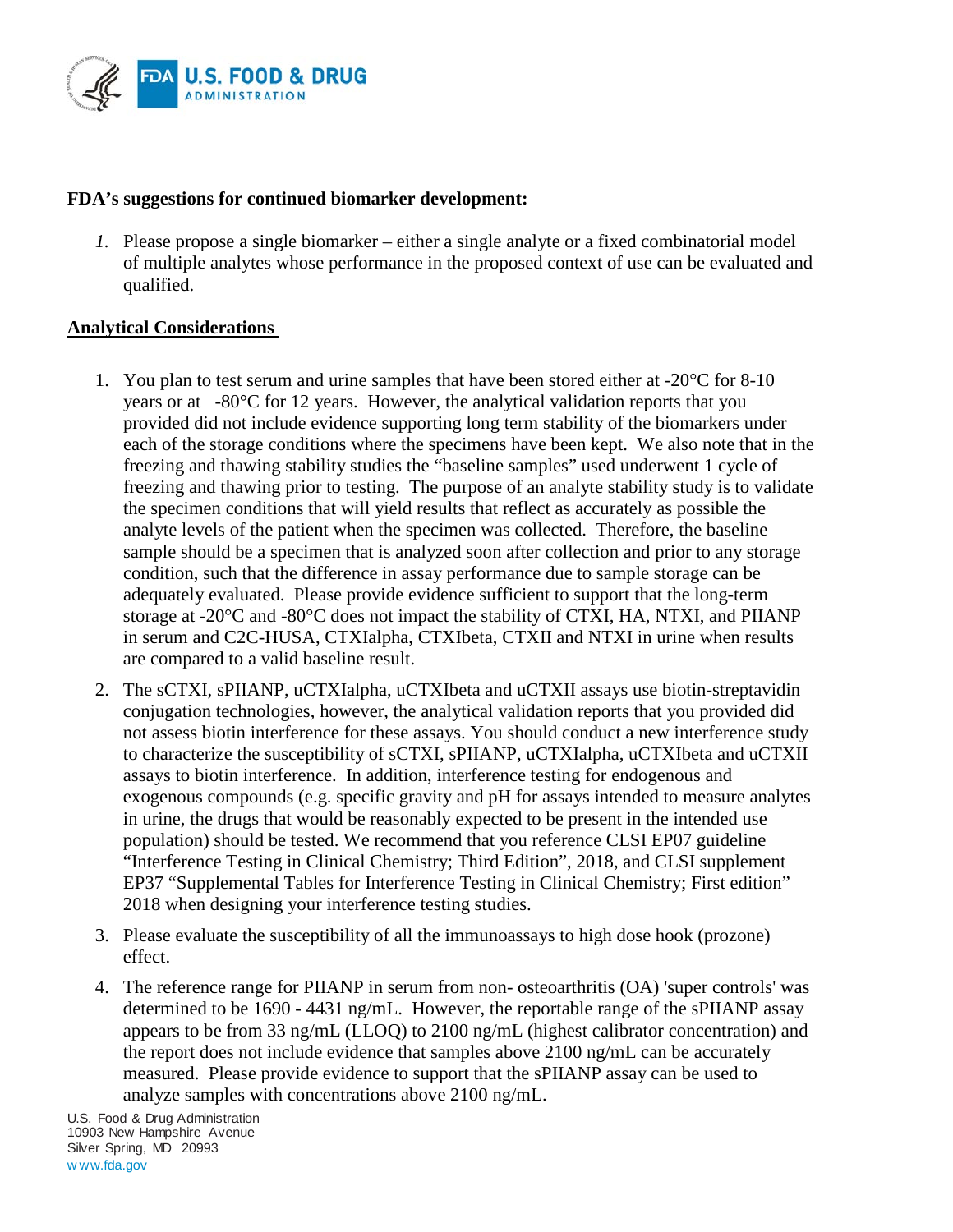**FDA's suggestions for continued biomarker development:**

*1.* Please propose a single biomarker – either a single analyte or a fixed combinatorial model of multiple analytes whose performance in the proposed context of use can be evaluated and qualified.

**Analytical Considerations**

1. You plan to test serum and urine samples that have been stored either at -20°C for 8-10 years or at -80°C for 12 years. However, the analytical validation reports that you provided did not include evidence supporting long term stability of the biomarkers under each of the storage conditions where the specimens have been kept. We also note that in the freezing and thawing stability studies the "baseline samples" used underwent 1 cycle of freezing and thawing prior to testing. The purpose of an analyte stability study is to validate the specimen conditions that will yield results that reflect as accurately as possible the analyte levels of the patient when the specimen was collected. Therefore, the baseline sample should be a specimen that is analyzed soon after collection and prior to any storage condition, such that the difference in assay performance due to sample storage can be adequately evaluated. Please provide evidence sufficient to support that the long-term storage at -20°C and -80°C does not impact the stability of CTXI, HA, NTXI, and PIIANP in serum and C2C-HUSA, CTXIalpha, CTXIbeta, CTXII and NTXI in urine when results are compared to a valid baseline result.
2. The sCTXI, sPIIANP, uCTXIalpha, uCTXIbeta and uCTXII assays use biotin-streptavidin conjugation technologies, however, the analytical validation reports that you provided did not assess biotin interference for these assays. You should conduct a new interference study to characterize the susceptibility of sCTXI, sPIIANP, uCTXIalpha, uCTXIbeta and uCTXII assays to biotin interference. In addition, interference testing for endogenous and exogenous compounds (e.g. specific gravity and pH for assays intended to measure analytes in urine, the drugs that would be reasonably expected to be present in the intended use population) should be tested. We recommend that you reference CLSI EP07 guideline "Interference Testing in Clinical Chemistry; Third Edition", 2018, and CLSI supplement EP37 "Supplemental Tables for Interference Testing in Clinical Chemistry; First edition" 2018 when designing your interference testing studies.
3. Please evaluate the susceptibility of all the immunoassays to high dose hook (prozone) effect.
4. The reference range for PIIANP in serum from non- osteoarthritis (OA) 'super controls' was determined to be 1690 - 4431 ng/mL. However, the reportable range of the sPIIANP assay appears to be from 33 ng/mL (LLOQ) to 2100 ng/mL (highest calibrator concentration) and the report does not include evidence that samples above 2100 ng/mL can be accurately measured. Please provide evidence to support that the sPIIANP assay can be used to analyze samples with concentrations above 2100 ng/mL.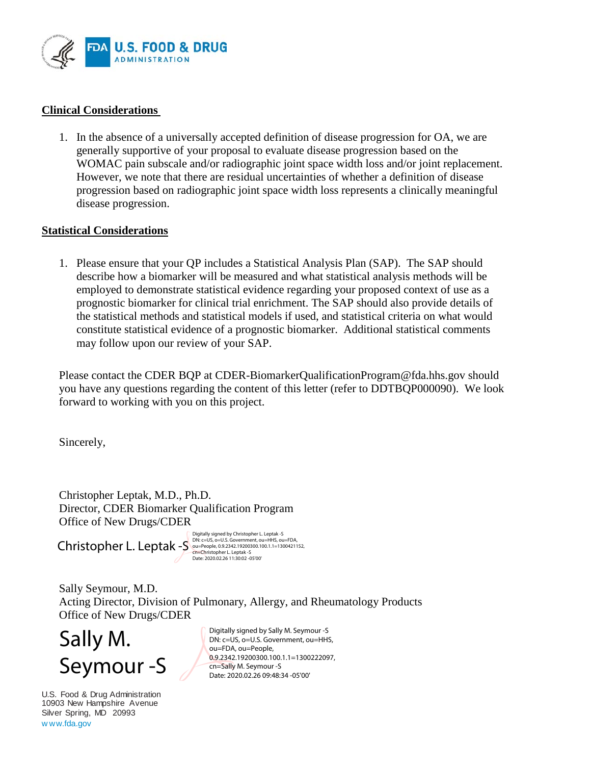**Clinical Considerations**

1. In the absence of a universally accepted definition of disease progression for OA, we are generally supportive of your proposal to evaluate disease progression based on the WOMAC pain subscale and/or radiographic joint space width loss and/or joint replacement. However, we note that there are residual uncertainties of whether a definition of disease progression based on radiographic joint space width loss represents a clinically meaningful disease progression.

**Statistical Considerations**

1. Please ensure that your QP includes a Statistical Analysis Plan (SAP). The SAP should describe how a biomarker will be measured and what statistical analysis methods will be employed to demonstrate statistical evidence regarding your proposed context of use as a prognostic biomarker for clinical trial enrichment. The SAP should also provide details of the statistical methods and statistical models if used, and statistical criteria on what would constitute statistical evidence of a prognostic biomarker. Additional statistical comments may follow upon our review of your SAP.

Please contact the CDER BQP at CDER-BiomarkerQualificationProgram@fda.hhs.gov should you have any questions regarding the content of this letter (refer to DDTBQP000090). We look forward to working with you on this project.

Sincerely,

Christopher Leptak, M.D., Ph.D.
Director, CDER Biomarker Qualification Program
Office of New Drugs/CDER

Christopher L. Leptak -S

Digitally signed by Christopher L. Leptak -S
DN: c=US, o=U.S. Government, ou=HHS, ou=FDA, ou=People, 0.9.2342.19200300.100.1.1=1300421152, cn=Christopher L. Leptak -S
Date: 2020.02.26 11:30:02 -05'00'

Sally Seymour, M.D.
Acting Director, Division of Pulmonary, Allergy, and Rheumatology Products
Office of New Drugs/CDER

Sally M. Seymour -S

Digitally signed by Sally M. Seymour -S
DN: c=US, o=U.S. Government, ou=HHS, ou=FDA, ou=People, 0.9.2342.19200300.100.1.1=1300222097, cn=Sally M. Seymour -S
Date: 2020.02.26 09:48:34 -05'00'

U.S. Food & Drug Administration
10903 New Hampshire Avenue
Silver Spring, MD 20993
www.fda.gov